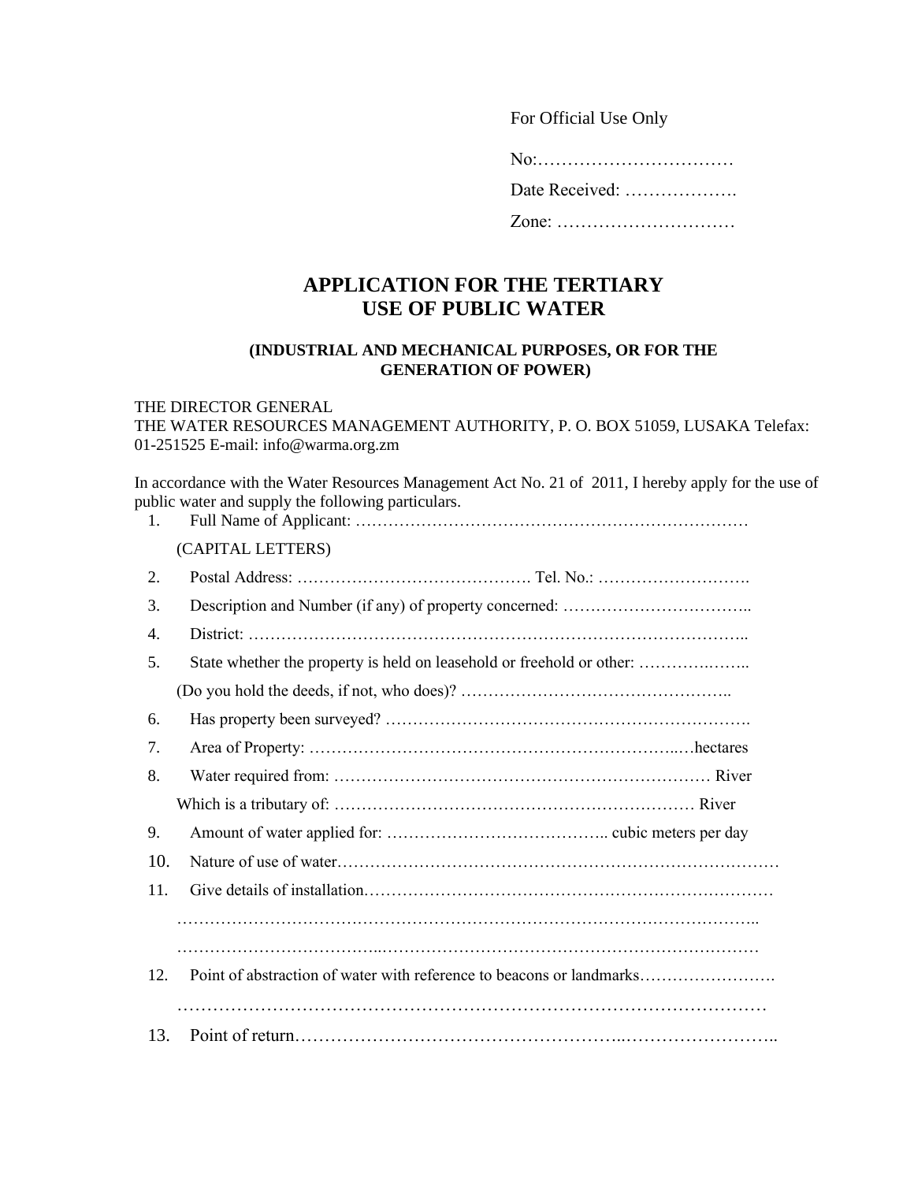For Official Use Only

No:……………………………

Date Received: ……………….

Zone: …………………………

# APPLICATION FOR THE TERTIARY USE OF PUBLIC WATER

### (INDUSTRIAL AND MECHANICAL PURPOSES, OR FOR THE GENERATION OF POWER)

THE DIRECTOR GENERAL
THE WATER RESOURCES MANAGEMENT AUTHORITY, P. O. BOX 51059, LUSAKA Telefax: 01-251525 E-mail: info@warma.org.zm

In accordance with the Water Resources Management Act No. 21 of 2011, I hereby apply for the use of public water and supply the following particulars.

1. Full Name of Applicant: ………………………………………………………………

   (CAPITAL LETTERS)

2. Postal Address: ……………………………………. Tel. No.: ……………………….

3. Description and Number (if any) of property concerned: ……………………………..

4. District: ……………………………………………………………………………..

5. State whether the property is held on leasehold or freehold or other: ………….……..

   (Do you hold the deeds, if not, who does)? …………………………………………..

6. Has property been surveyed? ……………………………………………………….

7. Area of Property: ……………………………………………………..…hectares

8. Water required from: …………………………………………………………… River

   Which is a tributary of: ………………………………………………………… River

9. Amount of water applied for: ………………………………….. cubic meters per day

10. Nature of use of water……………………………………………………………………

11. Give details of installation…………………………………………………………………

    ………………………………………………………………………………………..

    ……………………………...……………………………………………………………

12. Point of abstraction of water with reference to beacons or landmarks…………………….

    ………………………………………………………………………………………

13. Point of return……………………………………………...……………………..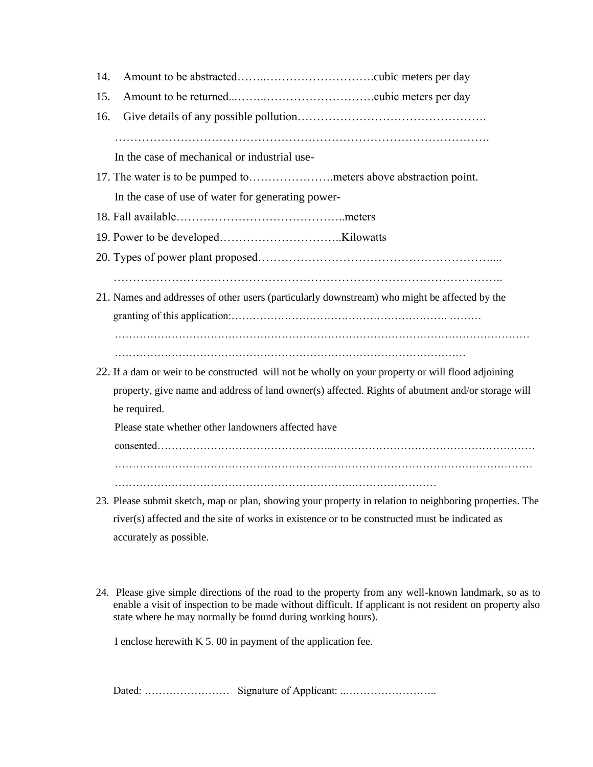14. Amount to be abstracted……..……………………….cubic meters per day

15. Amount to be returned..……..……………………….cubic meters per day

16. Give details of any possible pollution………………………………………….

    ………………………………………………………………………………….

    In the case of mechanical or industrial use-

17. The water is to be pumped to………………….meters above abstraction point.

    In the case of use of water for generating power-

18. Fall available……………………………………..meters

19. Power to be developed…………………………..Kilowatts

20. Types of power plant proposed…………………………………………………....

    ………………………………………………………………………………………..

21. Names and addresses of other users (particularly downstream) who might be affected by the granting of this application:…………………………………………………. ………

    …………………………………………………………………………………………………

    ……………………………………………………………………………………

22. If a dam or weir to be constructed will not be wholly on your property or will flood adjoining property, give name and address of land owner(s) affected. Rights of abutment and/or storage will be required.

    Please state whether other landowners affected have consented………………………………………...…………………………………………………

    ……………………………………………………..…………………………………………

    ………………………………………………………..……………………

23. Please submit sketch, map or plan, showing your property in relation to neighboring properties. The river(s) affected and the site of works in existence or to be constructed must be indicated as accurately as possible.

24. Please give simple directions of the road to the property from any well-known landmark, so as to enable a visit of inspection to be made without difficult. If applicant is not resident on property also state where he may normally be found during working hours).

I enclose herewith K 5. 00 in payment of the application fee.

Dated: …………………… Signature of Applicant: ..……………………..